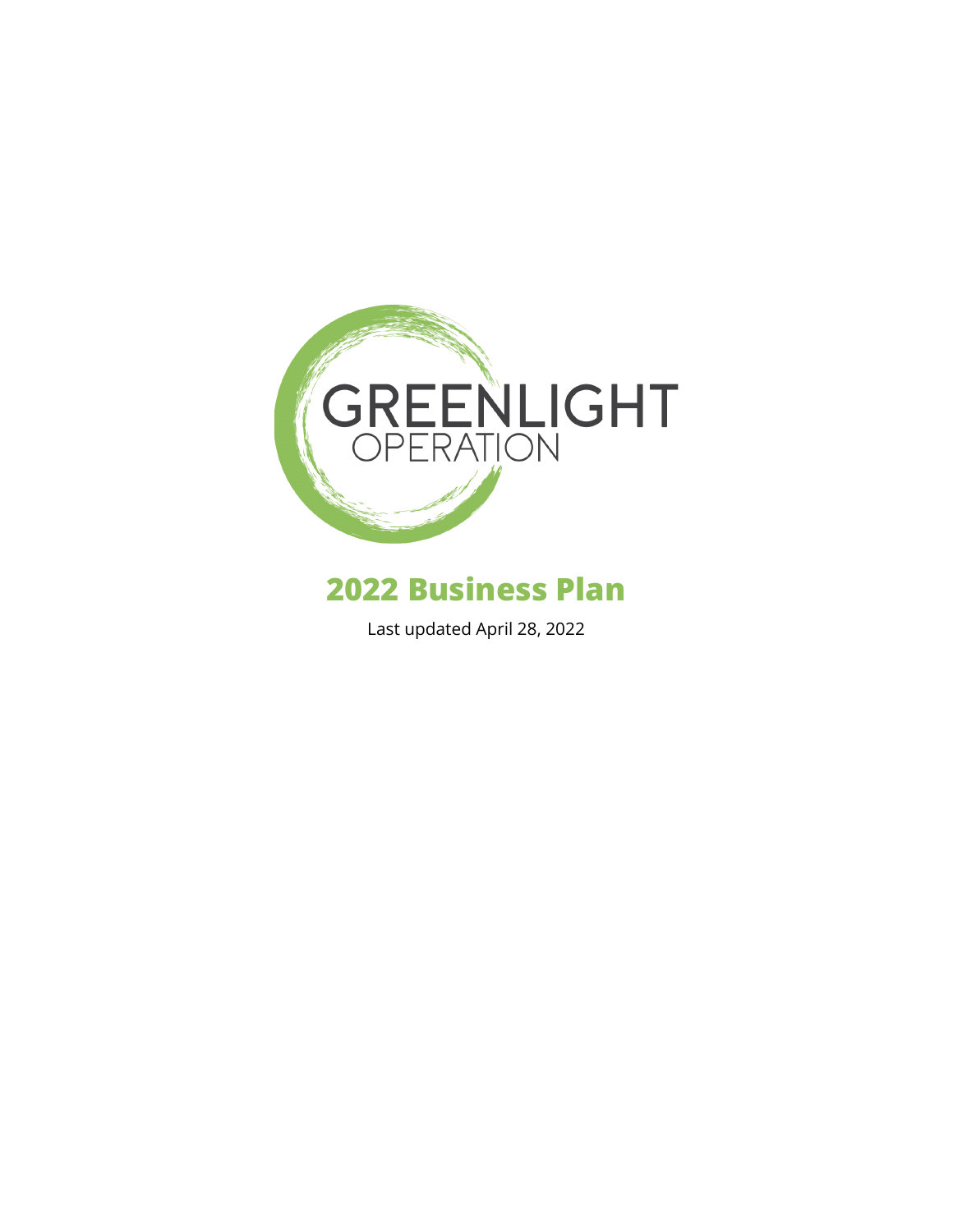GREENLIGHT
OPERATION

# 2022 Business Plan

Last updated April 28, 2022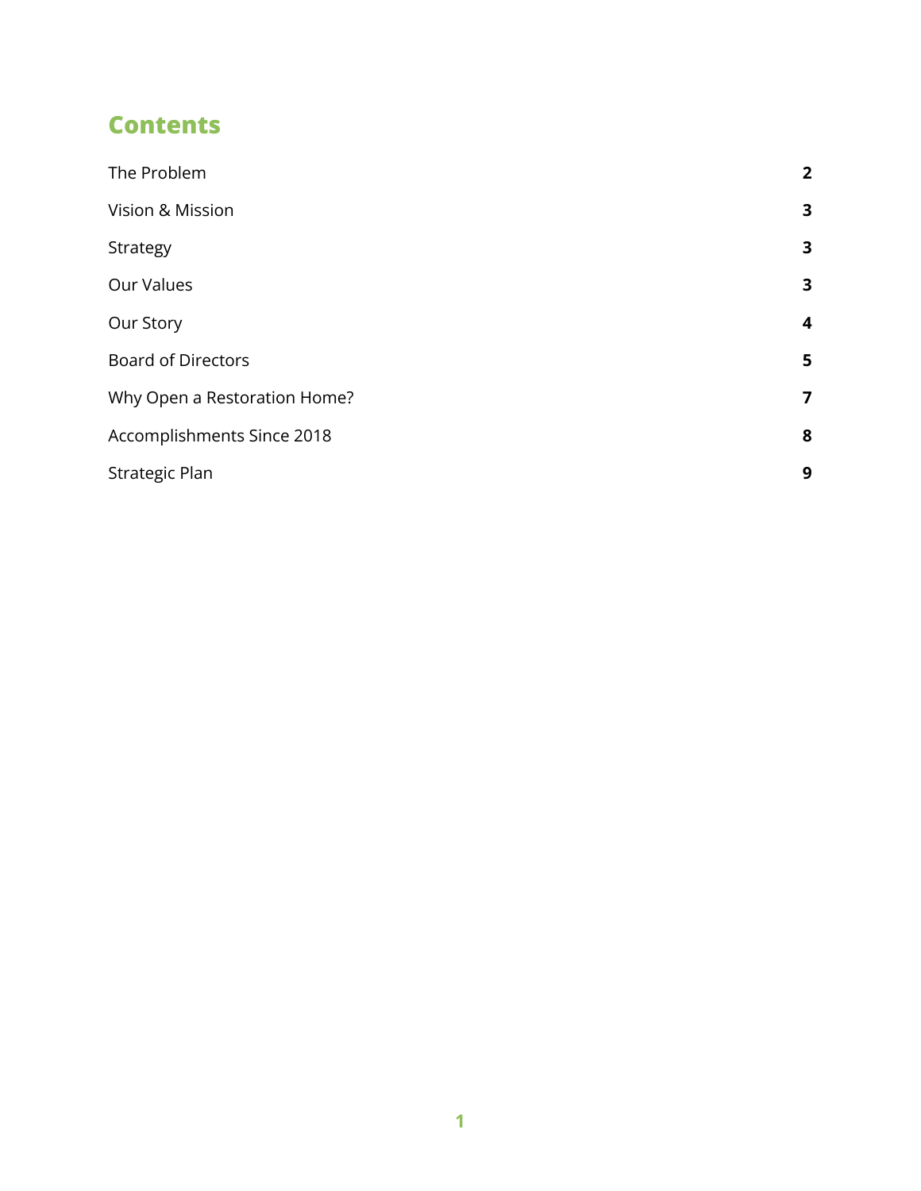## Contents

| | |
|---|---|
| The Problem | **2** |
| Vision & Mission | **3** |
| Strategy | **3** |
| Our Values | **3** |
| Our Story | **4** |
| Board of Directors | **5** |
| Why Open a Restoration Home? | **7** |
| Accomplishments Since 2018 | **8** |
| Strategic Plan | **9** |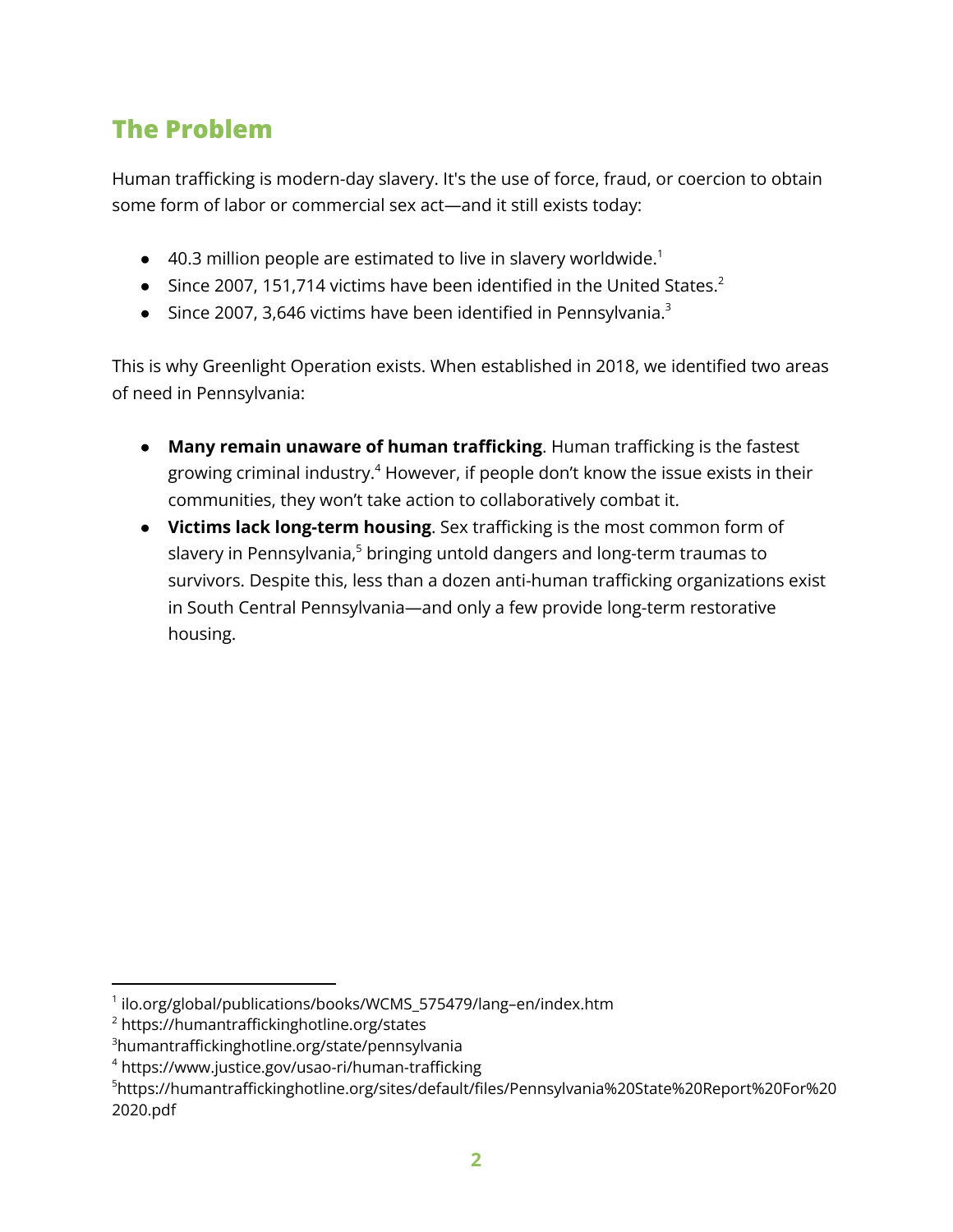## The Problem

Human trafficking is modern-day slavery. It's the use of force, fraud, or coercion to obtain some form of labor or commercial sex act—and it still exists today:

- 40.3 million people are estimated to live in slavery worldwide.[1]
- Since 2007, 151,714 victims have been identified in the United States.[2]
- Since 2007, 3,646 victims have been identified in Pennsylvania.[3]

This is why Greenlight Operation exists. When established in 2018, we identified two areas of need in Pennsylvania:

- **Many remain unaware of human trafficking**. Human trafficking is the fastest growing criminal industry.[4] However, if people don't know the issue exists in their communities, they won't take action to collaboratively combat it.
- **Victims lack long-term housing**. Sex trafficking is the most common form of slavery in Pennsylvania,[5] bringing untold dangers and long-term traumas to survivors. Despite this, less than a dozen anti-human trafficking organizations exist in South Central Pennsylvania—and only a few provide long-term restorative housing.

---

[1] ilo.org/global/publications/books/WCMS_575479/lang–en/index.htm

[2] https://humantraffickinghotline.org/states

[3] humantraffickinghotline.org/state/pennsylvania

[4] https://www.justice.gov/usao-ri/human-trafficking

[5] https://humantraffickinghotline.org/sites/default/files/Pennsylvania%20State%20Report%20For%202020.pdf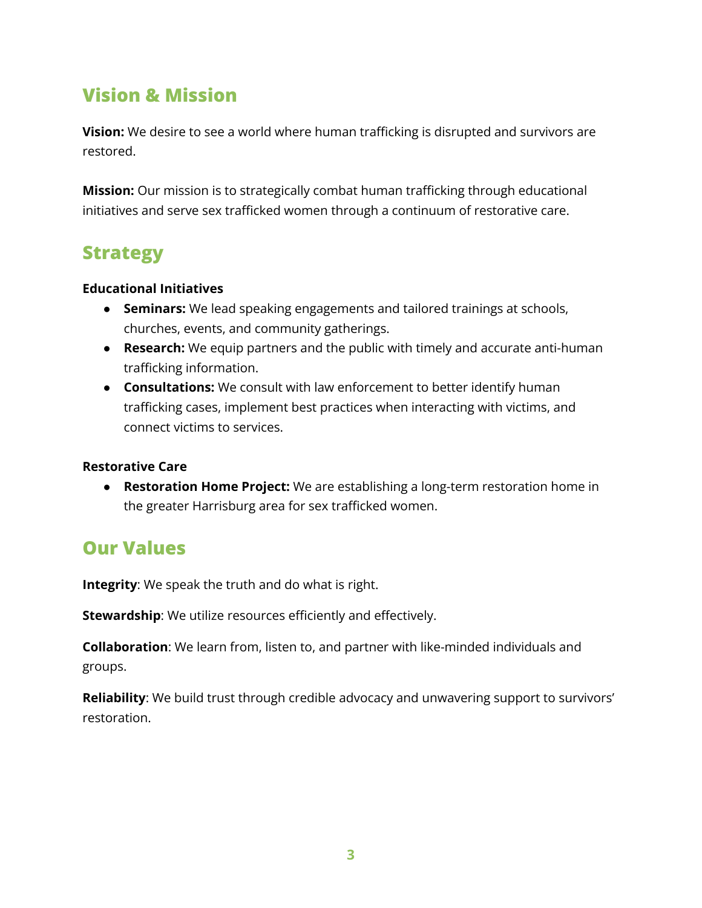## Vision & Mission

**Vision:** We desire to see a world where human trafficking is disrupted and survivors are restored.

**Mission:** Our mission is to strategically combat human trafficking through educational initiatives and serve sex trafficked women through a continuum of restorative care.

## Strategy

**Educational Initiatives**

- **Seminars:** We lead speaking engagements and tailored trainings at schools, churches, events, and community gatherings.
- **Research:** We equip partners and the public with timely and accurate anti-human trafficking information.
- **Consultations:** We consult with law enforcement to better identify human trafficking cases, implement best practices when interacting with victims, and connect victims to services.

**Restorative Care**

- **Restoration Home Project:** We are establishing a long-term restoration home in the greater Harrisburg area for sex trafficked women.

## Our Values

**Integrity**: We speak the truth and do what is right.

**Stewardship**: We utilize resources efficiently and effectively.

**Collaboration**: We learn from, listen to, and partner with like-minded individuals and groups.

**Reliability**: We build trust through credible advocacy and unwavering support to survivors' restoration.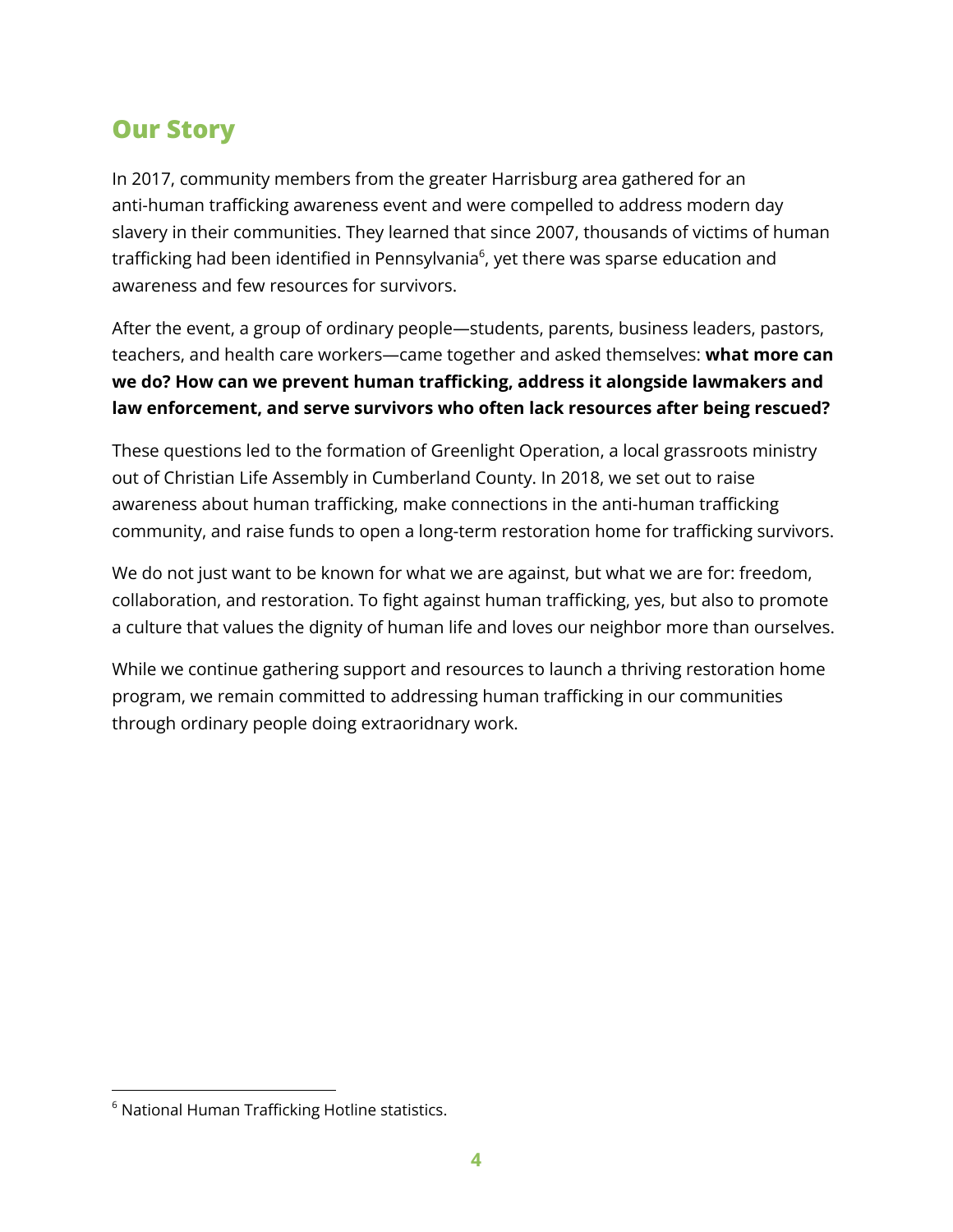## Our Story

In 2017, community members from the greater Harrisburg area gathered for an anti-human trafficking awareness event and were compelled to address modern day slavery in their communities. They learned that since 2007, thousands of victims of human trafficking had been identified in Pennsylvania[6], yet there was sparse education and awareness and few resources for survivors.

After the event, a group of ordinary people—students, parents, business leaders, pastors, teachers, and health care workers—came together and asked themselves: **what more can we do? How can we prevent human trafficking, address it alongside lawmakers and law enforcement, and serve survivors who often lack resources after being rescued?**

These questions led to the formation of Greenlight Operation, a local grassroots ministry out of Christian Life Assembly in Cumberland County. In 2018, we set out to raise awareness about human trafficking, make connections in the anti-human trafficking community, and raise funds to open a long-term restoration home for trafficking survivors.

We do not just want to be known for what we are against, but what we are for: freedom, collaboration, and restoration. To fight against human trafficking, yes, but also to promote a culture that values the dignity of human life and loves our neighbor more than ourselves.

While we continue gathering support and resources to launch a thriving restoration home program, we remain committed to addressing human trafficking in our communities through ordinary people doing extraoridnary work.

[6] National Human Trafficking Hotline statistics.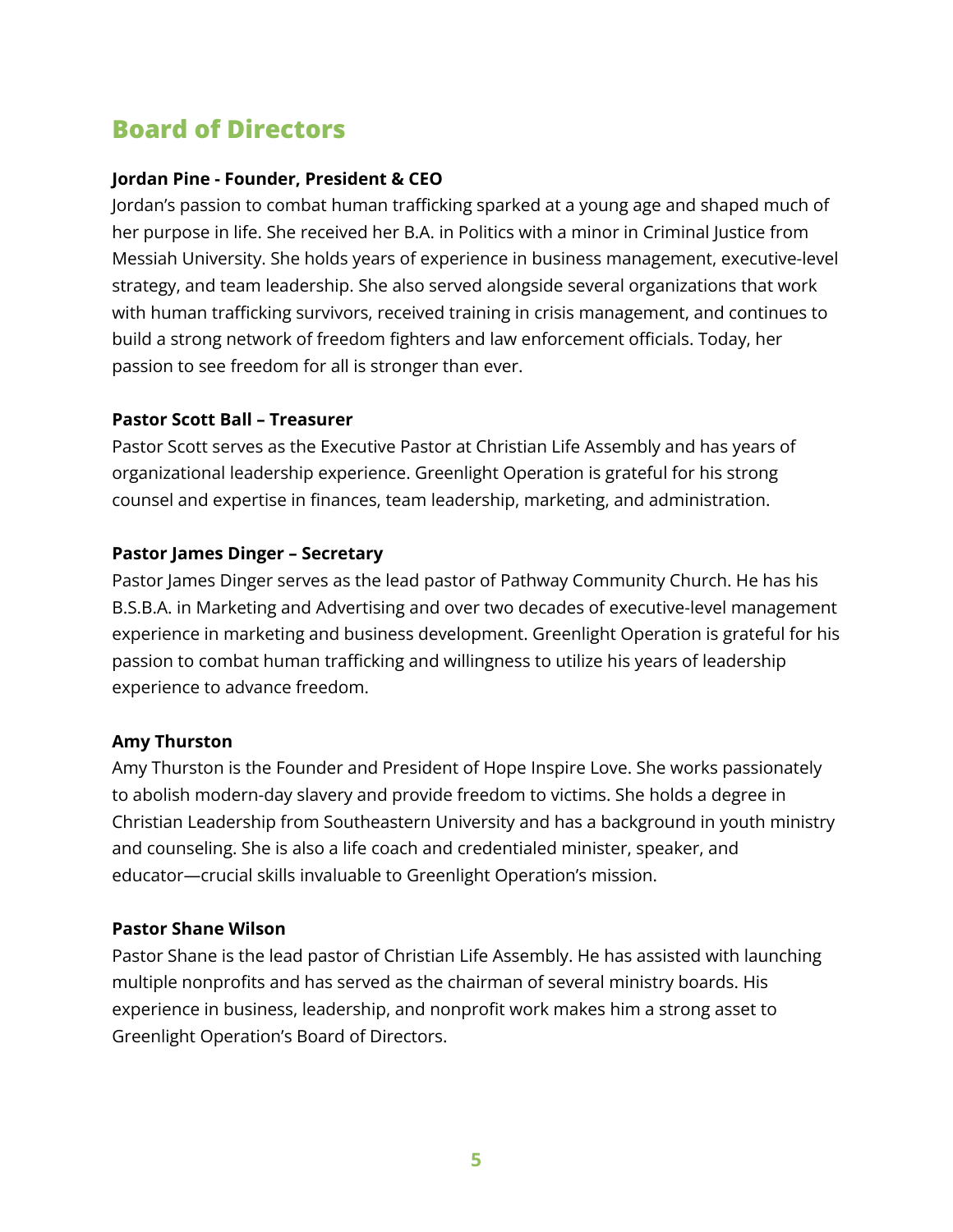## Board of Directors

**Jordan Pine - Founder, President & CEO**

Jordan's passion to combat human trafficking sparked at a young age and shaped much of her purpose in life. She received her B.A. in Politics with a minor in Criminal Justice from Messiah University. She holds years of experience in business management, executive-level strategy, and team leadership. She also served alongside several organizations that work with human trafficking survivors, received training in crisis management, and continues to build a strong network of freedom fighters and law enforcement officials. Today, her passion to see freedom for all is stronger than ever.

**Pastor Scott Ball – Treasurer**

Pastor Scott serves as the Executive Pastor at Christian Life Assembly and has years of organizational leadership experience. Greenlight Operation is grateful for his strong counsel and expertise in finances, team leadership, marketing, and administration.

**Pastor James Dinger – Secretary**

Pastor James Dinger serves as the lead pastor of Pathway Community Church. He has his B.S.B.A. in Marketing and Advertising and over two decades of executive-level management experience in marketing and business development. Greenlight Operation is grateful for his passion to combat human trafficking and willingness to utilize his years of leadership experience to advance freedom.

**Amy Thurston**

Amy Thurston is the Founder and President of Hope Inspire Love. She works passionately to abolish modern-day slavery and provide freedom to victims. She holds a degree in Christian Leadership from Southeastern University and has a background in youth ministry and counseling. She is also a life coach and credentialed minister, speaker, and educator—crucial skills invaluable to Greenlight Operation's mission.

**Pastor Shane Wilson**

Pastor Shane is the lead pastor of Christian Life Assembly. He has assisted with launching multiple nonprofits and has served as the chairman of several ministry boards. His experience in business, leadership, and nonprofit work makes him a strong asset to Greenlight Operation's Board of Directors.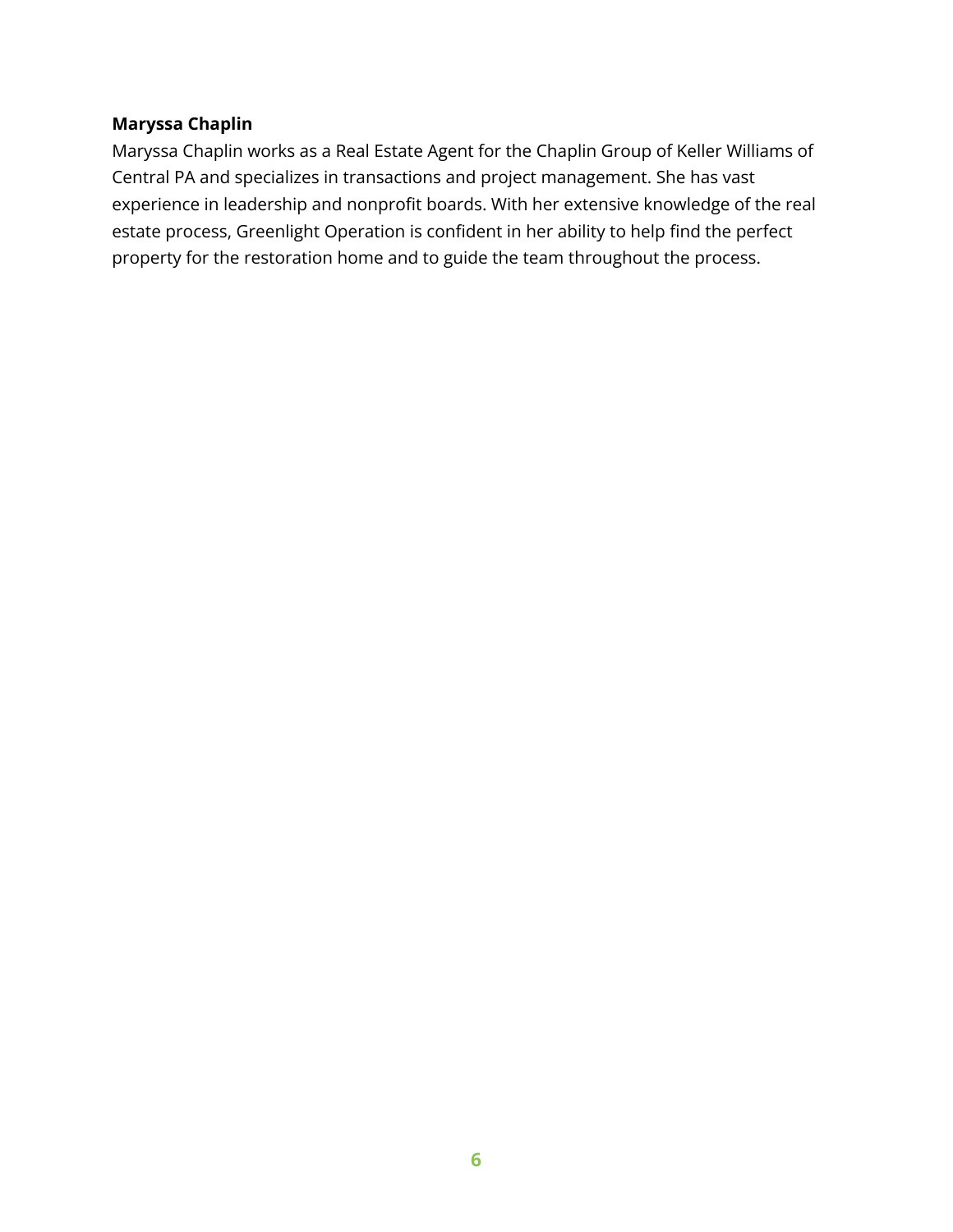**Maryssa Chaplin**

Maryssa Chaplin works as a Real Estate Agent for the Chaplin Group of Keller Williams of Central PA and specializes in transactions and project management. She has vast experience in leadership and nonprofit boards. With her extensive knowledge of the real estate process, Greenlight Operation is confident in her ability to help find the perfect property for the restoration home and to guide the team throughout the process.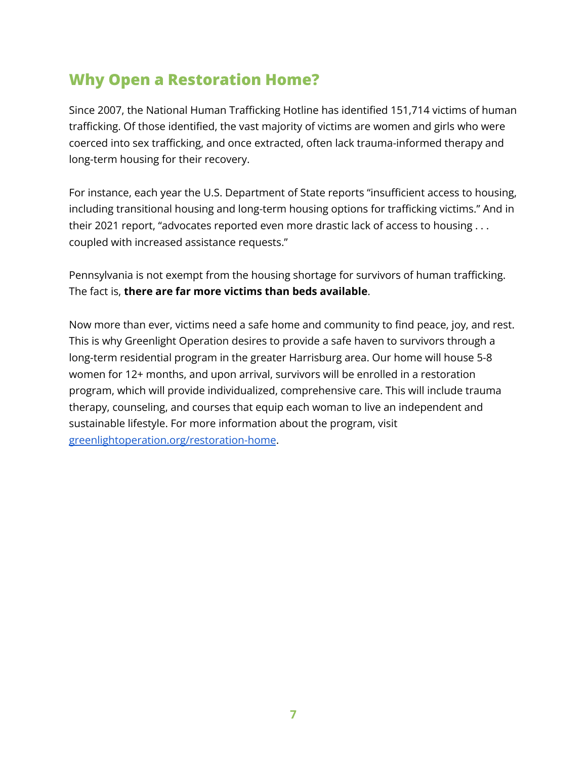## Why Open a Restoration Home?

Since 2007, the National Human Trafficking Hotline has identified 151,714 victims of human trafficking. Of those identified, the vast majority of victims are women and girls who were coerced into sex trafficking, and once extracted, often lack trauma-informed therapy and long-term housing for their recovery.

For instance, each year the U.S. Department of State reports "insufficient access to housing, including transitional housing and long-term housing options for trafficking victims." And in their 2021 report, "advocates reported even more drastic lack of access to housing . . . coupled with increased assistance requests."

Pennsylvania is not exempt from the housing shortage for survivors of human trafficking. The fact is, **there are far more victims than beds available**.

Now more than ever, victims need a safe home and community to find peace, joy, and rest. This is why Greenlight Operation desires to provide a safe haven to survivors through a long-term residential program in the greater Harrisburg area. Our home will house 5-8 women for 12+ months, and upon arrival, survivors will be enrolled in a restoration program, which will provide individualized, comprehensive care. This will include trauma therapy, counseling, and courses that equip each woman to live an independent and sustainable lifestyle. For more information about the program, visit [greenlightoperation.org/restoration-home](https://greenlightoperation.org/restoration-home).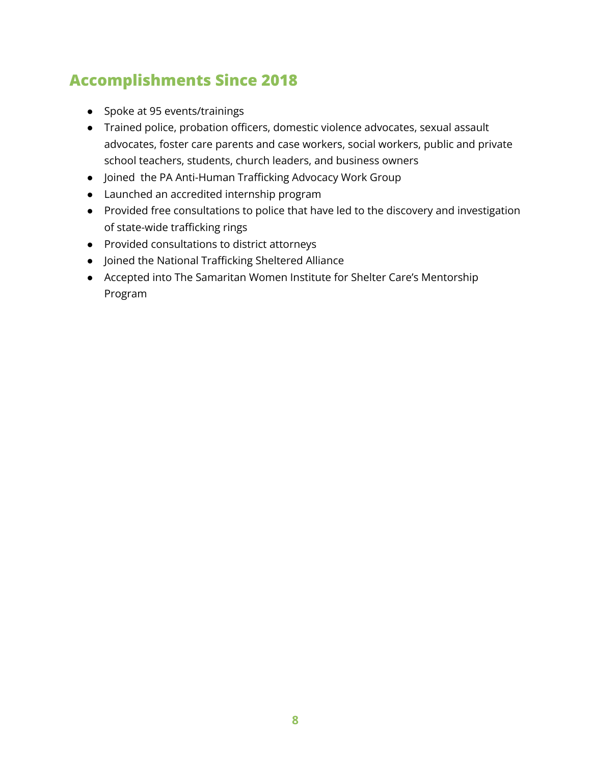## Accomplishments Since 2018

- Spoke at 95 events/trainings
- Trained police, probation officers, domestic violence advocates, sexual assault advocates, foster care parents and case workers, social workers, public and private school teachers, students, church leaders, and business owners
- Joined the PA Anti-Human Trafficking Advocacy Work Group
- Launched an accredited internship program
- Provided free consultations to police that have led to the discovery and investigation of state-wide trafficking rings
- Provided consultations to district attorneys
- Joined the National Trafficking Sheltered Alliance
- Accepted into The Samaritan Women Institute for Shelter Care's Mentorship Program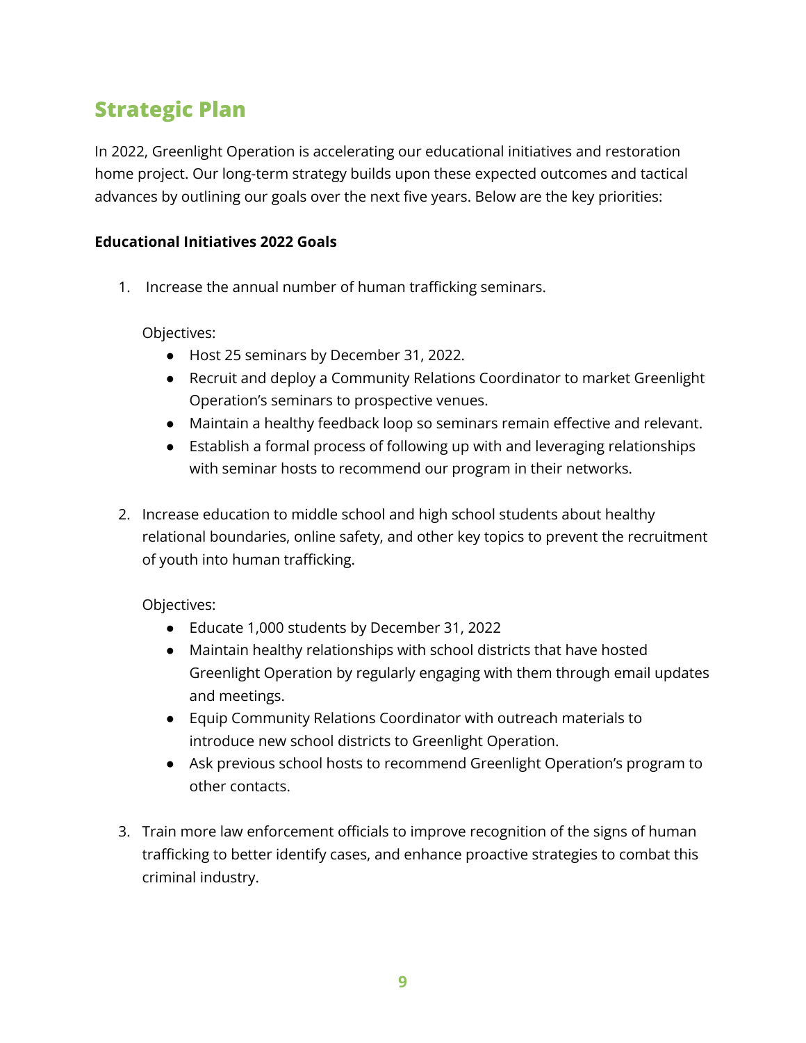## Strategic Plan

In 2022, Greenlight Operation is accelerating our educational initiatives and restoration home project. Our long-term strategy builds upon these expected outcomes and tactical advances by outlining our goals over the next five years. Below are the key priorities:

**Educational Initiatives 2022 Goals**

1. Increase the annual number of human trafficking seminars.

   Objectives:
   - Host 25 seminars by December 31, 2022.
   - Recruit and deploy a Community Relations Coordinator to market Greenlight Operation's seminars to prospective venues.
   - Maintain a healthy feedback loop so seminars remain effective and relevant.
   - Establish a formal process of following up with and leveraging relationships with seminar hosts to recommend our program in their networks.

2. Increase education to middle school and high school students about healthy relational boundaries, online safety, and other key topics to prevent the recruitment of youth into human trafficking.

   Objectives:
   - Educate 1,000 students by December 31, 2022
   - Maintain healthy relationships with school districts that have hosted Greenlight Operation by regularly engaging with them through email updates and meetings.
   - Equip Community Relations Coordinator with outreach materials to introduce new school districts to Greenlight Operation.
   - Ask previous school hosts to recommend Greenlight Operation's program to other contacts.

3. Train more law enforcement officials to improve recognition of the signs of human trafficking to better identify cases, and enhance proactive strategies to combat this criminal industry.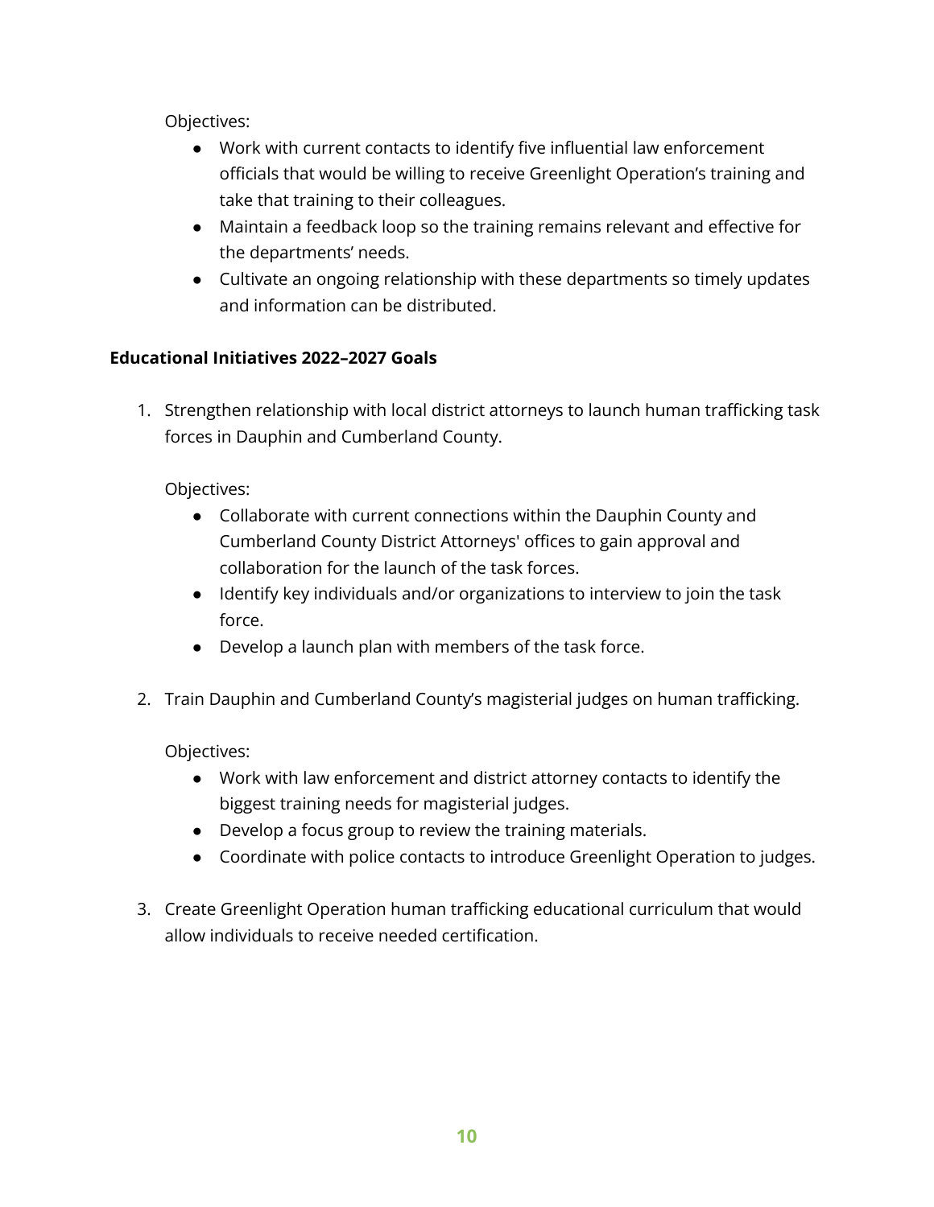Objectives:

- Work with current contacts to identify five influential law enforcement officials that would be willing to receive Greenlight Operation's training and take that training to their colleagues.
- Maintain a feedback loop so the training remains relevant and effective for the departments' needs.
- Cultivate an ongoing relationship with these departments so timely updates and information can be distributed.

**Educational Initiatives 2022–2027 Goals**

1. Strengthen relationship with local district attorneys to launch human trafficking task forces in Dauphin and Cumberland County.

   Objectives:

   - Collaborate with current connections within the Dauphin County and Cumberland County District Attorneys' offices to gain approval and collaboration for the launch of the task forces.
   - Identify key individuals and/or organizations to interview to join the task force.
   - Develop a launch plan with members of the task force.

2. Train Dauphin and Cumberland County's magisterial judges on human trafficking.

   Objectives:

   - Work with law enforcement and district attorney contacts to identify the biggest training needs for magisterial judges.
   - Develop a focus group to review the training materials.
   - Coordinate with police contacts to introduce Greenlight Operation to judges.

3. Create Greenlight Operation human trafficking educational curriculum that would allow individuals to receive needed certification.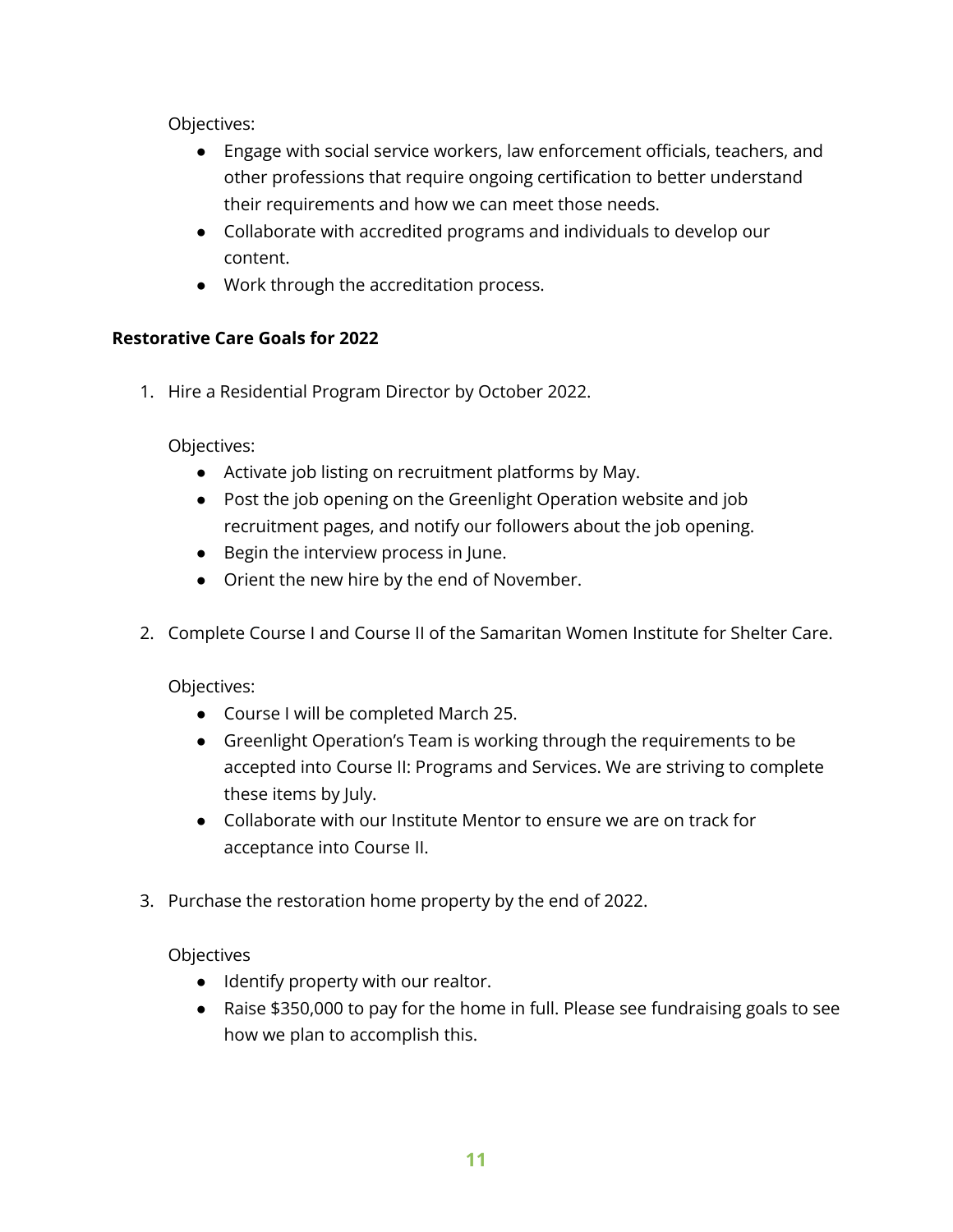Objectives:

- Engage with social service workers, law enforcement officials, teachers, and other professions that require ongoing certification to better understand their requirements and how we can meet those needs.
- Collaborate with accredited programs and individuals to develop our content.
- Work through the accreditation process.

**Restorative Care Goals for 2022**

1. Hire a Residential Program Director by October 2022.

   Objectives:
   - Activate job listing on recruitment platforms by May.
   - Post the job opening on the Greenlight Operation website and job recruitment pages, and notify our followers about the job opening.
   - Begin the interview process in June.
   - Orient the new hire by the end of November.

2. Complete Course I and Course II of the Samaritan Women Institute for Shelter Care.

   Objectives:
   - Course I will be completed March 25.
   - Greenlight Operation's Team is working through the requirements to be accepted into Course II: Programs and Services. We are striving to complete these items by July.
   - Collaborate with our Institute Mentor to ensure we are on track for acceptance into Course II.

3. Purchase the restoration home property by the end of 2022.

   Objectives
   - Identify property with our realtor.
   - Raise $350,000 to pay for the home in full. Please see fundraising goals to see how we plan to accomplish this.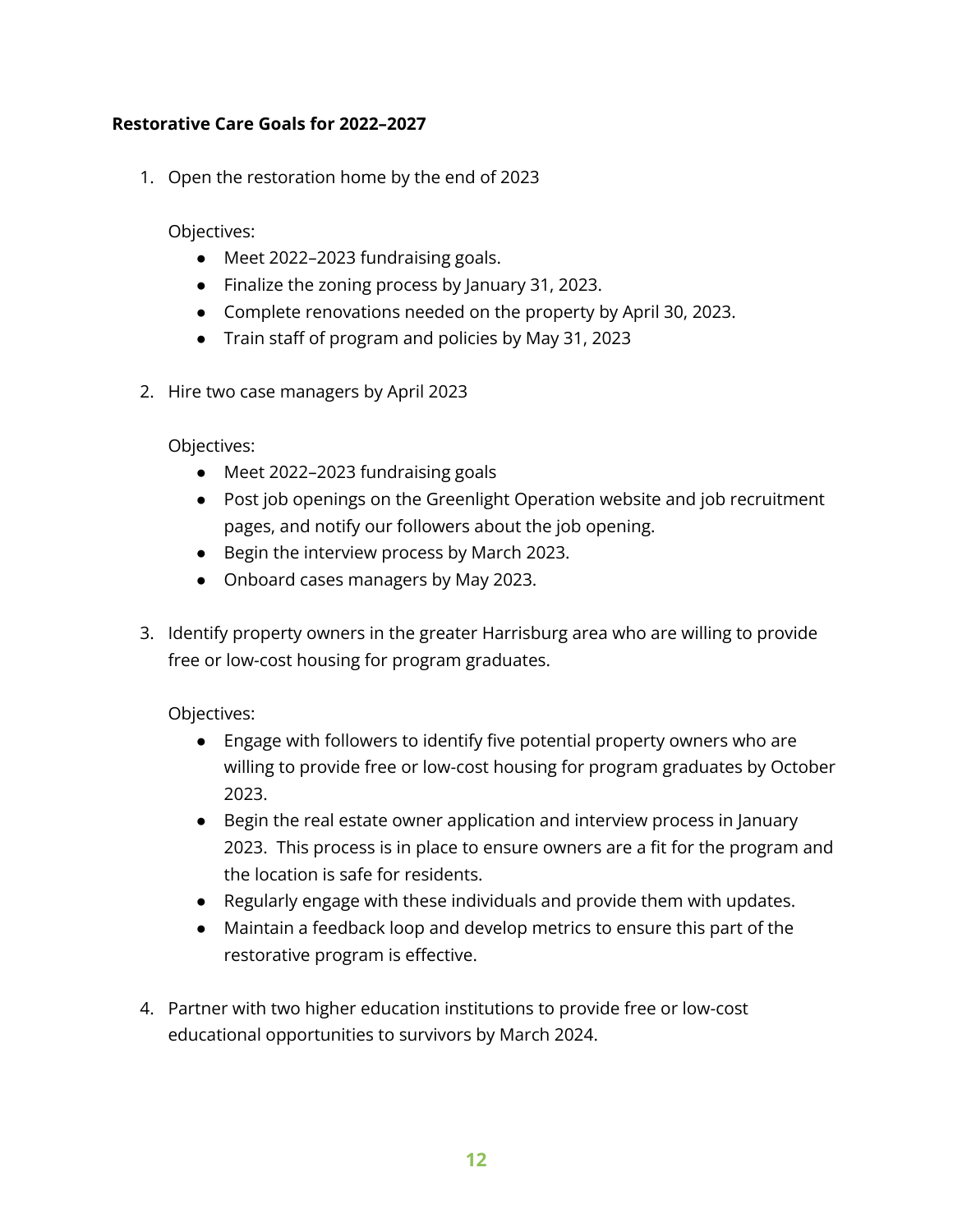**Restorative Care Goals for 2022–2027**

1. Open the restoration home by the end of 2023

   Objectives:
   - Meet 2022–2023 fundraising goals.
   - Finalize the zoning process by January 31, 2023.
   - Complete renovations needed on the property by April 30, 2023.
   - Train staff of program and policies by May 31, 2023

2. Hire two case managers by April 2023

   Objectives:
   - Meet 2022–2023 fundraising goals
   - Post job openings on the Greenlight Operation website and job recruitment pages, and notify our followers about the job opening.
   - Begin the interview process by March 2023.
   - Onboard cases managers by May 2023.

3. Identify property owners in the greater Harrisburg area who are willing to provide free or low-cost housing for program graduates.

   Objectives:
   - Engage with followers to identify five potential property owners who are willing to provide free or low-cost housing for program graduates by October 2023.
   - Begin the real estate owner application and interview process in January 2023. This process is in place to ensure owners are a fit for the program and the location is safe for residents.
   - Regularly engage with these individuals and provide them with updates.
   - Maintain a feedback loop and develop metrics to ensure this part of the restorative program is effective.

4. Partner with two higher education institutions to provide free or low-cost educational opportunities to survivors by March 2024.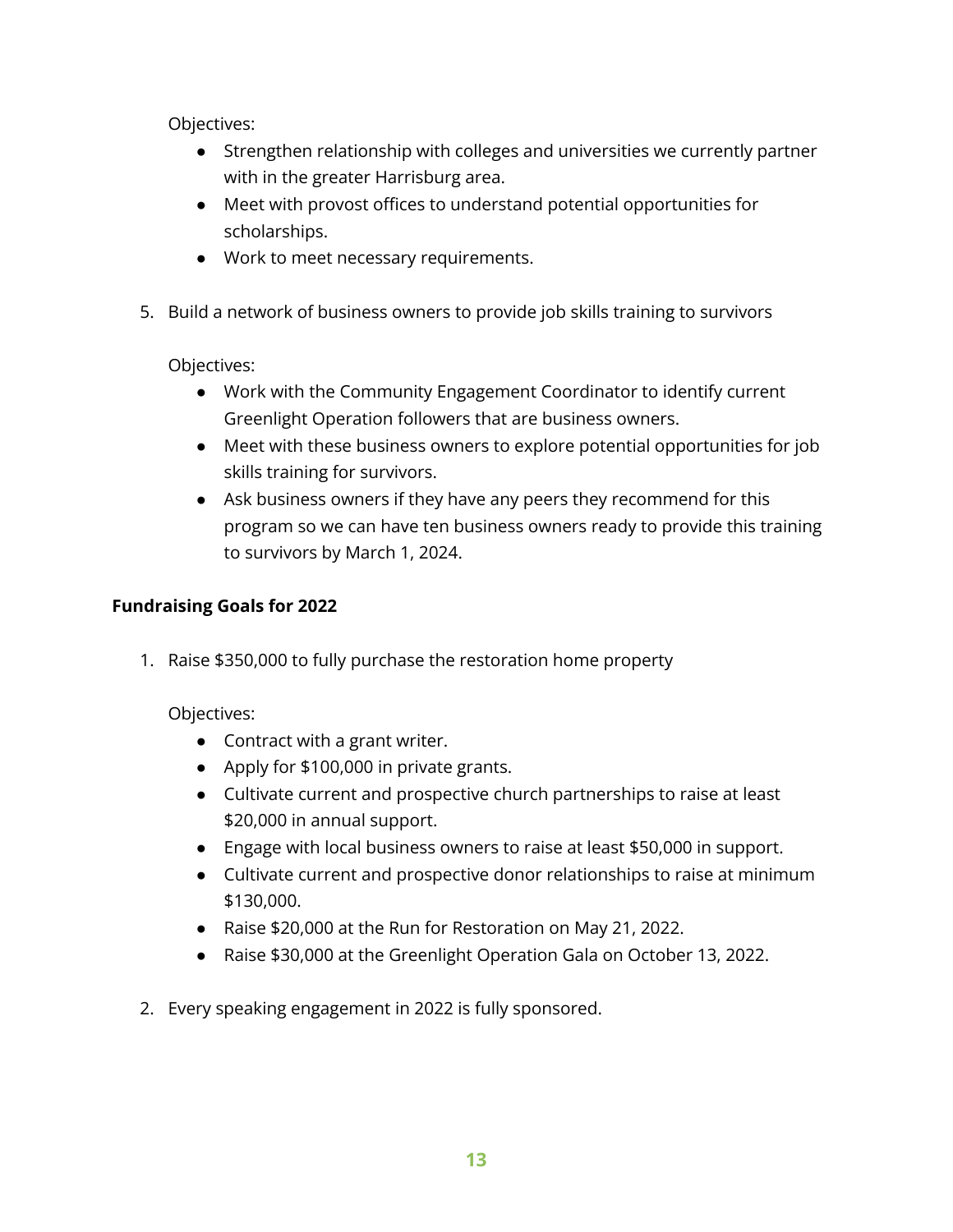Objectives:

- Strengthen relationship with colleges and universities we currently partner with in the greater Harrisburg area.
- Meet with provost offices to understand potential opportunities for scholarships.
- Work to meet necessary requirements.

5. Build a network of business owners to provide job skills training to survivors

   Objectives:

   - Work with the Community Engagement Coordinator to identify current Greenlight Operation followers that are business owners.
   - Meet with these business owners to explore potential opportunities for job skills training for survivors.
   - Ask business owners if they have any peers they recommend for this program so we can have ten business owners ready to provide this training to survivors by March 1, 2024.

**Fundraising Goals for 2022**

1. Raise $350,000 to fully purchase the restoration home property

   Objectives:

   - Contract with a grant writer.
   - Apply for $100,000 in private grants.
   - Cultivate current and prospective church partnerships to raise at least $20,000 in annual support.
   - Engage with local business owners to raise at least $50,000 in support.
   - Cultivate current and prospective donor relationships to raise at minimum $130,000.
   - Raise $20,000 at the Run for Restoration on May 21, 2022.
   - Raise $30,000 at the Greenlight Operation Gala on October 13, 2022.

2. Every speaking engagement in 2022 is fully sponsored.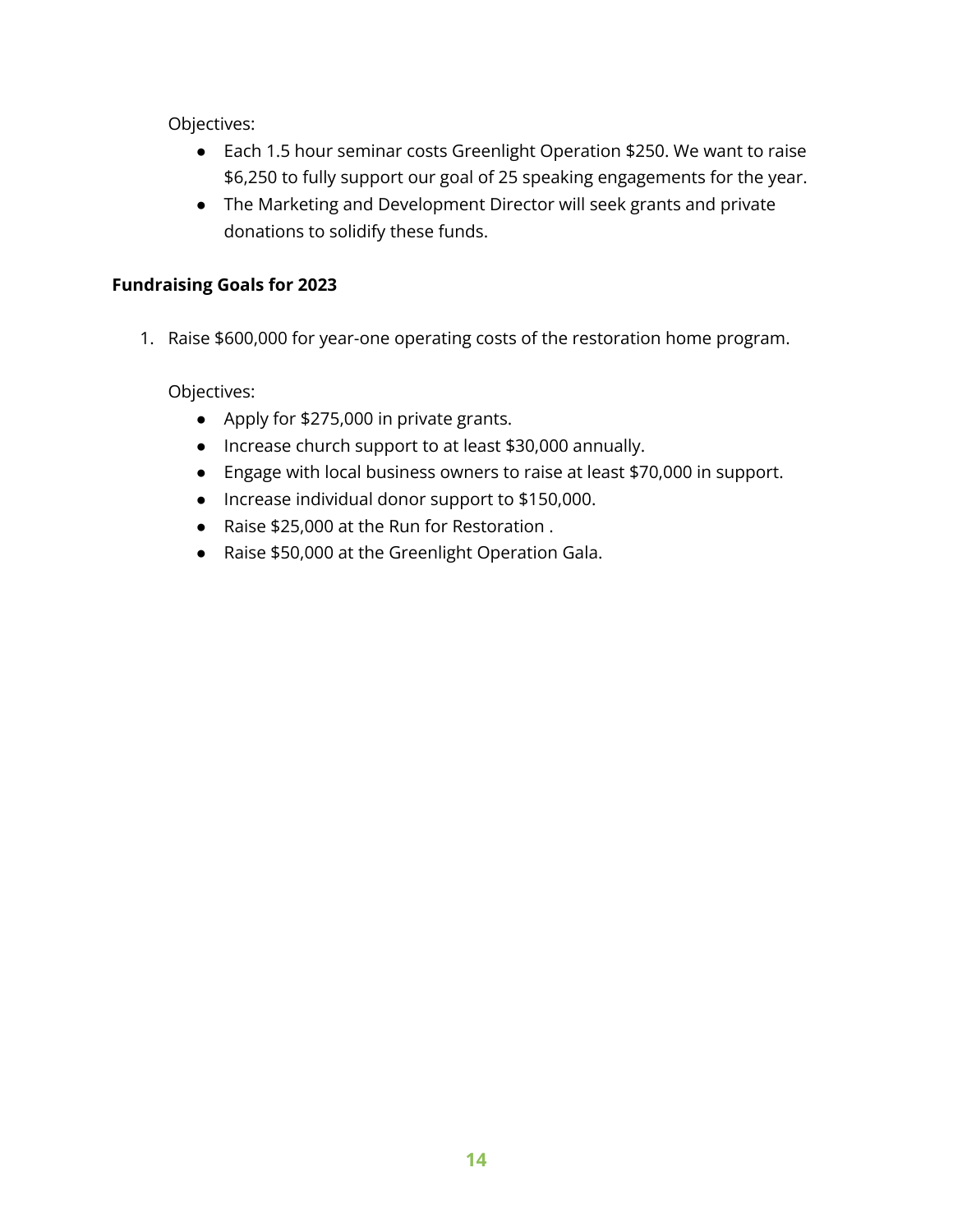Objectives:

- Each 1.5 hour seminar costs Greenlight Operation $250. We want to raise $6,250 to fully support our goal of 25 speaking engagements for the year.
- The Marketing and Development Director will seek grants and private donations to solidify these funds.

**Fundraising Goals for 2023**

1. Raise $600,000 for year-one operating costs of the restoration home program.

   Objectives:

   - Apply for $275,000 in private grants.
   - Increase church support to at least $30,000 annually.
   - Engage with local business owners to raise at least $70,000 in support.
   - Increase individual donor support to $150,000.
   - Raise $25,000 at the Run for Restoration .
   - Raise $50,000 at the Greenlight Operation Gala.